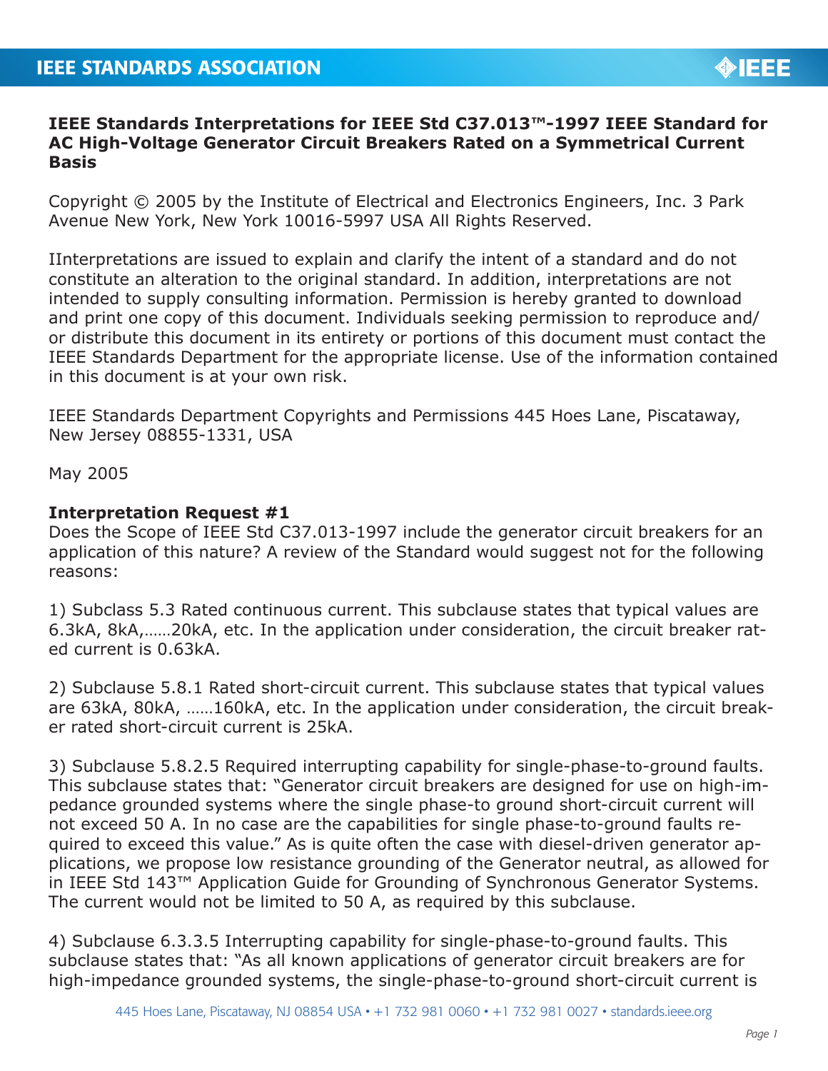IEEE STANDARDS ASSOCIATION

# IEEE Standards Interpretations for IEEE Std C37.013™-1997 IEEE Standard for AC High-Voltage Generator Circuit Breakers Rated on a Symmetrical Current Basis

Copyright © 2005 by the Institute of Electrical and Electronics Engineers, Inc. 3 Park Avenue New York, New York 10016-5997 USA All Rights Reserved.

IInterpretations are issued to explain and clarify the intent of a standard and do not constitute an alteration to the original standard. In addition, interpretations are not intended to supply consulting information. Permission is hereby granted to download and print one copy of this document. Individuals seeking permission to reproduce and/or distribute this document in its entirety or portions of this document must contact the IEEE Standards Department for the appropriate license. Use of the information contained in this document is at your own risk.

IEEE Standards Department Copyrights and Permissions 445 Hoes Lane, Piscataway, New Jersey 08855-1331, USA

May 2005

**Interpretation Request #1**

Does the Scope of IEEE Std C37.013-1997 include the generator circuit breakers for an application of this nature? A review of the Standard would suggest not for the following reasons:

1) Subclass 5.3 Rated continuous current. This subclause states that typical values are 6.3kA, 8kA,……20kA, etc. In the application under consideration, the circuit breaker rated current is 0.63kA.

2) Subclause 5.8.1 Rated short-circuit current. This subclause states that typical values are 63kA, 80kA, ……160kA, etc. In the application under consideration, the circuit breaker rated short-circuit current is 25kA.

3) Subclause 5.8.2.5 Required interrupting capability for single-phase-to-ground faults. This subclause states that: "Generator circuit breakers are designed for use on high-impedance grounded systems where the single phase-to ground short-circuit current will not exceed 50 A. In no case are the capabilities for single phase-to-ground faults required to exceed this value." As is quite often the case with diesel-driven generator applications, we propose low resistance grounding of the Generator neutral, as allowed for in IEEE Std 143™ Application Guide for Grounding of Synchronous Generator Systems. The current would not be limited to 50 A, as required by this subclause.

4) Subclause 6.3.3.5 Interrupting capability for single-phase-to-ground faults. This subclause states that: "As all known applications of generator circuit breakers are for high-impedance grounded systems, the single-phase-to-ground short-circuit current is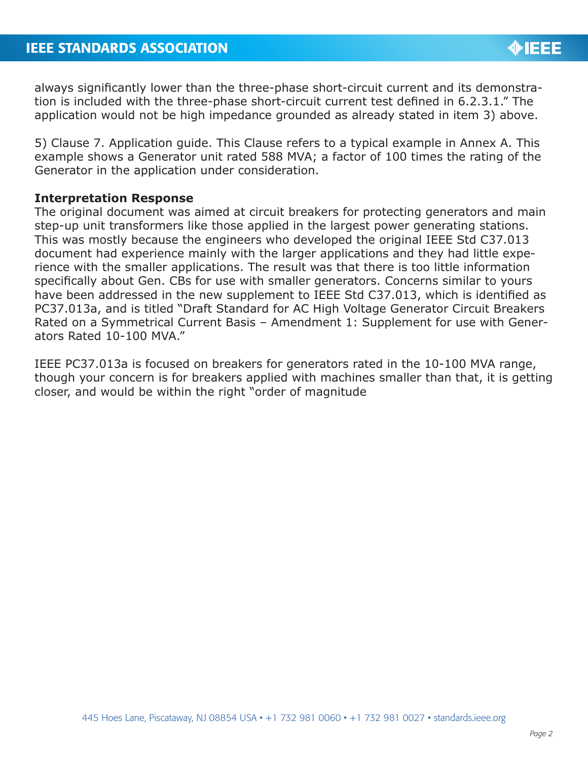always significantly lower than the three-phase short-circuit current and its demonstration is included with the three-phase short-circuit current test defined in 6.2.3.1." The application would not be high impedance grounded as already stated in item 3) above.

5) Clause 7. Application guide. This Clause refers to a typical example in Annex A. This example shows a Generator unit rated 588 MVA; a factor of 100 times the rating of the Generator in the application under consideration.

**Interpretation Response**
The original document was aimed at circuit breakers for protecting generators and main step-up unit transformers like those applied in the largest power generating stations. This was mostly because the engineers who developed the original IEEE Std C37.013 document had experience mainly with the larger applications and they had little experience with the smaller applications. The result was that there is too little information specifically about Gen. CBs for use with smaller generators. Concerns similar to yours have been addressed in the new supplement to IEEE Std C37.013, which is identified as PC37.013a, and is titled "Draft Standard for AC High Voltage Generator Circuit Breakers Rated on a Symmetrical Current Basis – Amendment 1: Supplement for use with Generators Rated 10-100 MVA."

IEEE PC37.013a is focused on breakers for generators rated in the 10-100 MVA range, though your concern is for breakers applied with machines smaller than that, it is getting closer, and would be within the right "order of magnitude